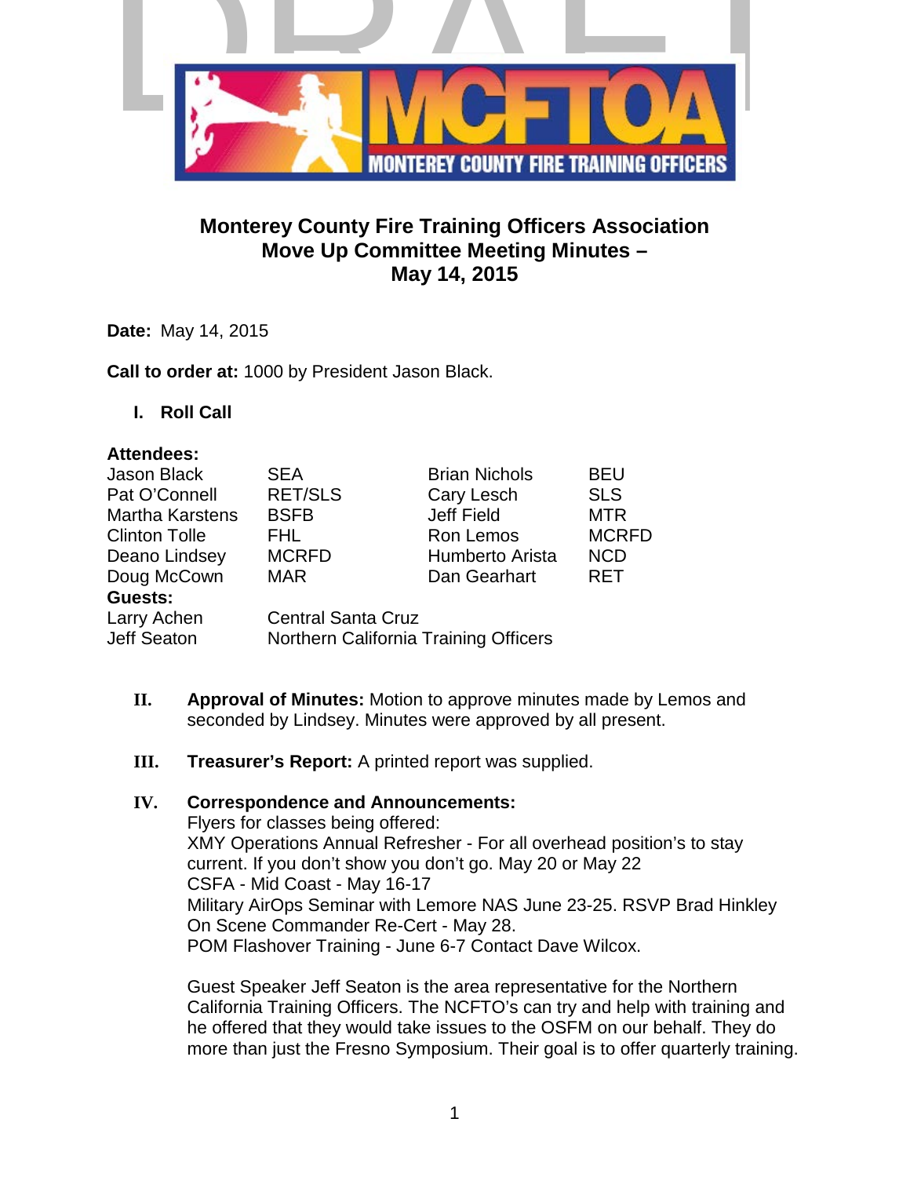# Monterey County Fire Training Officers Association
## Move Up Committee Meeting Minutes – May 14, 2015

**Date:** May 14, 2015

**Call to order at:** 1000 by President Jason Black.

## I. Roll Call

**Attendees:**

| | | | |
|---|---|---|---|
| Jason Black | SEA | Brian Nichols | BEU |
| Pat O'Connell | RET/SLS | Cary Lesch | SLS |
| Martha Karstens | BSFB | Jeff Field | MTR |
| Clinton Tolle | FHL | Ron Lemos | MCRFD |
| Deano Lindsey | MCRFD | Humberto Arista | NCD |
| Doug McCown | MAR | Dan Gearhart | RET |

**Guests:**

| | |
|---|---|
| Larry Achen | Central Santa Cruz |
| Jeff Seaton | Northern California Training Officers |

**II. Approval of Minutes:** Motion to approve minutes made by Lemos and seconded by Lindsey. Minutes were approved by all present.

**III. Treasurer's Report:** A printed report was supplied.

**IV. Correspondence and Announcements:**

Flyers for classes being offered:
XMY Operations Annual Refresher - For all overhead position's to stay current. If you don't show you don't go. May 20 or May 22
CSFA - Mid Coast - May 16-17
Military AirOps Seminar with Lemore NAS June 23-25. RSVP Brad Hinkley
On Scene Commander Re-Cert - May 28.
POM Flashover Training - June 6-7 Contact Dave Wilcox.

Guest Speaker Jeff Seaton is the area representative for the Northern California Training Officers. The NCFTO's can try and help with training and he offered that they would take issues to the OSFM on our behalf. They do more than just the Fresno Symposium. Their goal is to offer quarterly training.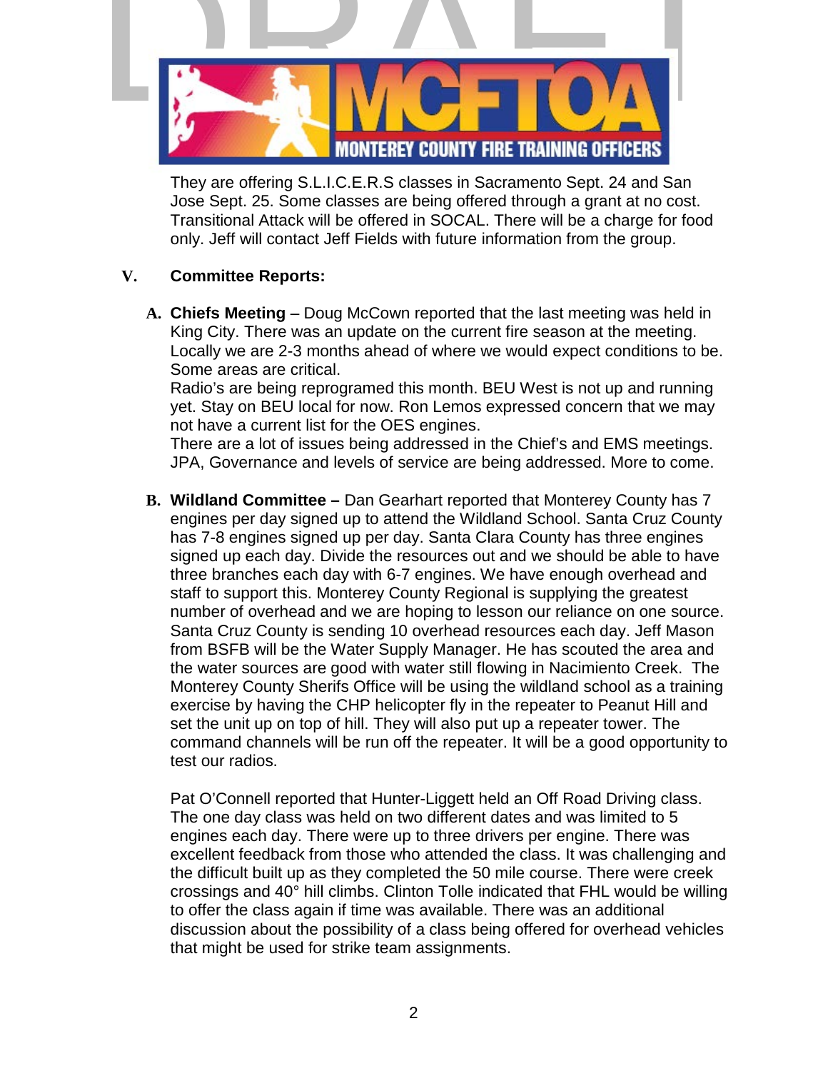They are offering S.L.I.C.E.R.S classes in Sacramento Sept. 24 and San Jose Sept. 25. Some classes are being offered through a grant at no cost. Transitional Attack will be offered in SOCAL. There will be a charge for food only. Jeff will contact Jeff Fields with future information from the group.

## V. Committee Reports:

**A. Chiefs Meeting** – Doug McCown reported that the last meeting was held in King City. There was an update on the current fire season at the meeting. Locally we are 2-3 months ahead of where we would expect conditions to be. Some areas are critical.
Radio's are being reprogramed this month. BEU West is not up and running yet. Stay on BEU local for now. Ron Lemos expressed concern that we may not have a current list for the OES engines.
There are a lot of issues being addressed in the Chief's and EMS meetings. JPA, Governance and levels of service are being addressed. More to come.

**B. Wildland Committee –** Dan Gearhart reported that Monterey County has 7 engines per day signed up to attend the Wildland School. Santa Cruz County has 7-8 engines signed up per day. Santa Clara County has three engines signed up each day. Divide the resources out and we should be able to have three branches each day with 6-7 engines. We have enough overhead and staff to support this. Monterey County Regional is supplying the greatest number of overhead and we are hoping to lesson our reliance on one source. Santa Cruz County is sending 10 overhead resources each day. Jeff Mason from BSFB will be the Water Supply Manager. He has scouted the area and the water sources are good with water still flowing in Nacimiento Creek. The Monterey County Sherifs Office will be using the wildland school as a training exercise by having the CHP helicopter fly in the repeater to Peanut Hill and set the unit up on top of hill. They will also put up a repeater tower. The command channels will be run off the repeater. It will be a good opportunity to test our radios.

Pat O'Connell reported that Hunter-Liggett held an Off Road Driving class. The one day class was held on two different dates and was limited to 5 engines each day. There were up to three drivers per engine. There was excellent feedback from those who attended the class. It was challenging and the difficult built up as they completed the 50 mile course. There were creek crossings and 40° hill climbs. Clinton Tolle indicated that FHL would be willing to offer the class again if time was available. There was an additional discussion about the possibility of a class being offered for overhead vehicles that might be used for strike team assignments.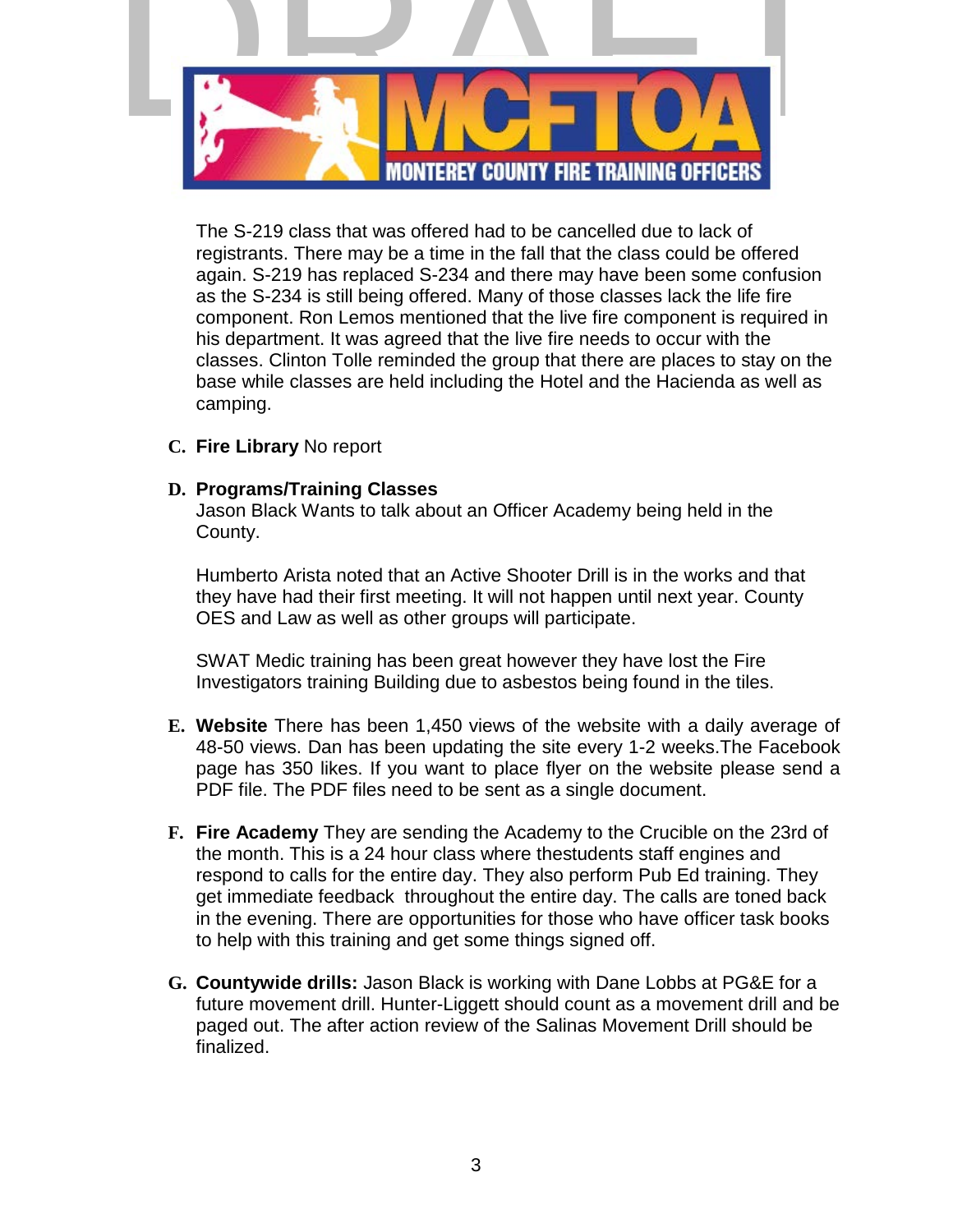The S-219 class that was offered had to be cancelled due to lack of registrants. There may be a time in the fall that the class could be offered again. S-219 has replaced S-234 and there may have been some confusion as the S-234 is still being offered. Many of those classes lack the life fire component. Ron Lemos mentioned that the live fire component is required in his department. It was agreed that the live fire needs to occur with the classes. Clinton Tolle reminded the group that there are places to stay on the base while classes are held including the Hotel and the Hacienda as well as camping.

**C. Fire Library** No report

**D. Programs/Training Classes**
Jason Black Wants to talk about an Officer Academy being held in the County.

Humberto Arista noted that an Active Shooter Drill is in the works and that they have had their first meeting. It will not happen until next year. County OES and Law as well as other groups will participate.

SWAT Medic training has been great however they have lost the Fire Investigators training Building due to asbestos being found in the tiles.

**E. Website** There has been 1,450 views of the website with a daily average of 48-50 views. Dan has been updating the site every 1-2 weeks.The Facebook page has 350 likes. If you want to place flyer on the website please send a PDF file. The PDF files need to be sent as a single document.

**F. Fire Academy** They are sending the Academy to the Crucible on the 23rd of the month. This is a 24 hour class where thestudents staff engines and respond to calls for the entire day. They also perform Pub Ed training. They get immediate feedback throughout the entire day. The calls are toned back in the evening. There are opportunities for those who have officer task books to help with this training and get some things signed off.

**G. Countywide drills:** Jason Black is working with Dane Lobbs at PG&E for a future movement drill. Hunter-Liggett should count as a movement drill and be paged out. The after action review of the Salinas Movement Drill should be finalized.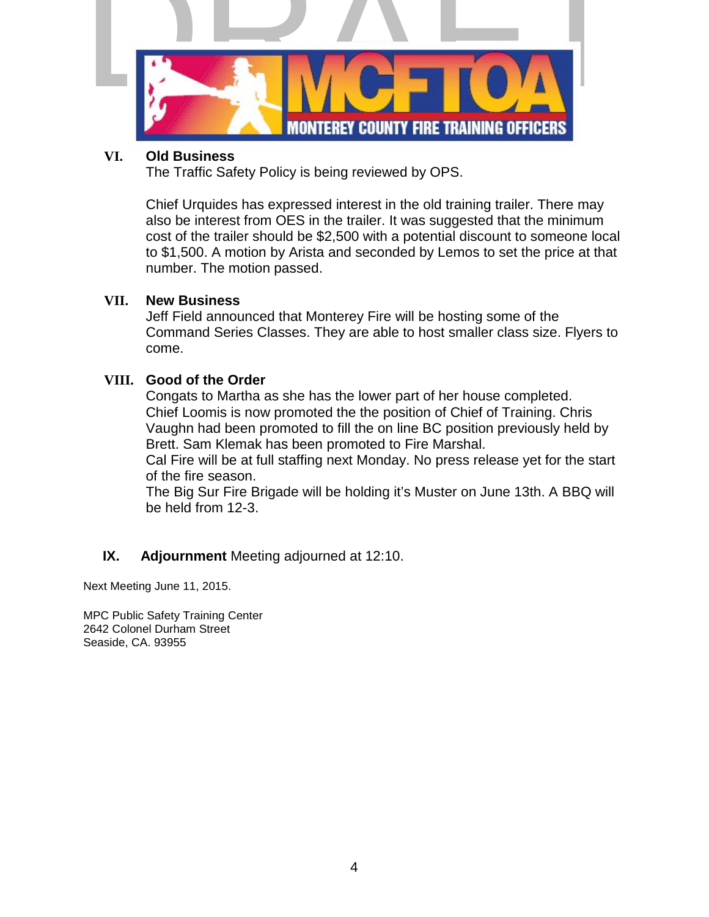## VI. Old Business

The Traffic Safety Policy is being reviewed by OPS.

Chief Urquides has expressed interest in the old training trailer. There may also be interest from OES in the trailer. It was suggested that the minimum cost of the trailer should be $2,500 with a potential discount to someone local to $1,500. A motion by Arista and seconded by Lemos to set the price at that number. The motion passed.

## VII. New Business

Jeff Field announced that Monterey Fire will be hosting some of the Command Series Classes. They are able to host smaller class size. Flyers to come.

## VIII. Good of the Order

Congats to Martha as she has the lower part of her house completed.
Chief Loomis is now promoted the the position of Chief of Training. Chris Vaughn had been promoted to fill the on line BC position previously held by Brett. Sam Klemak has been promoted to Fire Marshal.
Cal Fire will be at full staffing next Monday. No press release yet for the start of the fire season.
The Big Sur Fire Brigade will be holding it's Muster on June 13th. A BBQ will be held from 12-3.

## IX. Adjournment

Meeting adjourned at 12:10.

Next Meeting June 11, 2015.

MPC Public Safety Training Center
2642 Colonel Durham Street
Seaside, CA. 93955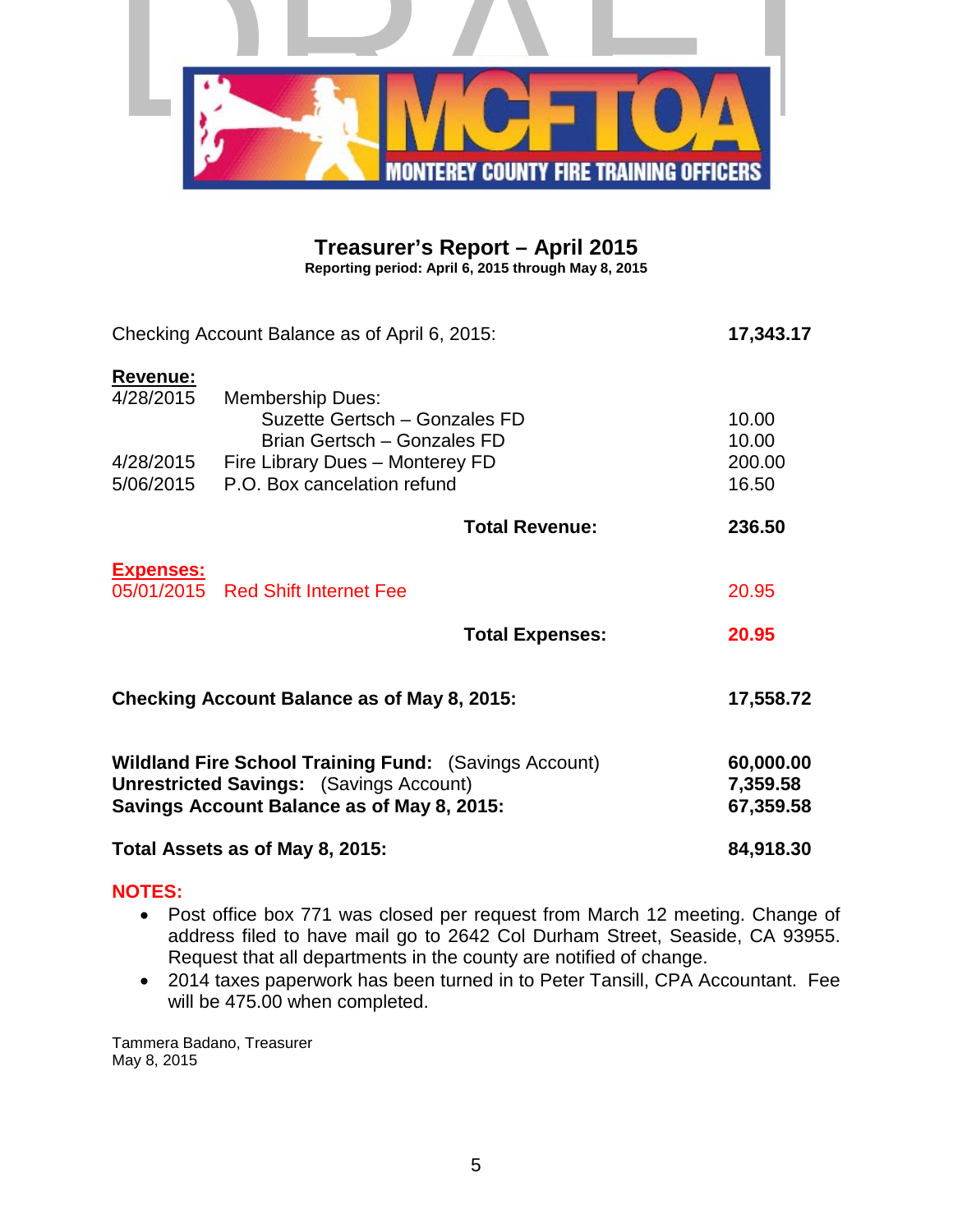## Treasurer's Report – April 2015

**Reporting period: April 6, 2015 through May 8, 2015**

| | | |
|---|---|---|
| Checking Account Balance as of April 6, 2015: | | **17,343.17** |
| **Revenue:** | | |
| 4/28/2015 | Membership Dues: | |
| | Suzette Gertsch – Gonzales FD | 10.00 |
| | Brian Gertsch – Gonzales FD | 10.00 |
| 4/28/2015 | Fire Library Dues – Monterey FD | 200.00 |
| 5/06/2015 | P.O. Box cancelation refund | 16.50 |
| | **Total Revenue:** | **236.50** |
| **Expenses:** | | |
| 05/01/2015 | Red Shift Internet Fee | 20.95 |
| | **Total Expenses:** | **20.95** |
| **Checking Account Balance as of May 8, 2015:** | | **17,558.72** |
| **Wildland Fire School Training Fund:** (Savings Account) | | **60,000.00** |
| **Unrestricted Savings:** (Savings Account) | | **7,359.58** |
| **Savings Account Balance as of May 8, 2015:** | | **67,359.58** |
| **Total Assets as of May 8, 2015:** | | **84,918.30** |

**NOTES:**

- Post office box 771 was closed per request from March 12 meeting. Change of address filed to have mail go to 2642 Col Durham Street, Seaside, CA 93955. Request that all departments in the county are notified of change.
- 2014 taxes paperwork has been turned in to Peter Tansill, CPA Accountant. Fee will be 475.00 when completed.

Tammera Badano, Treasurer
May 8, 2015